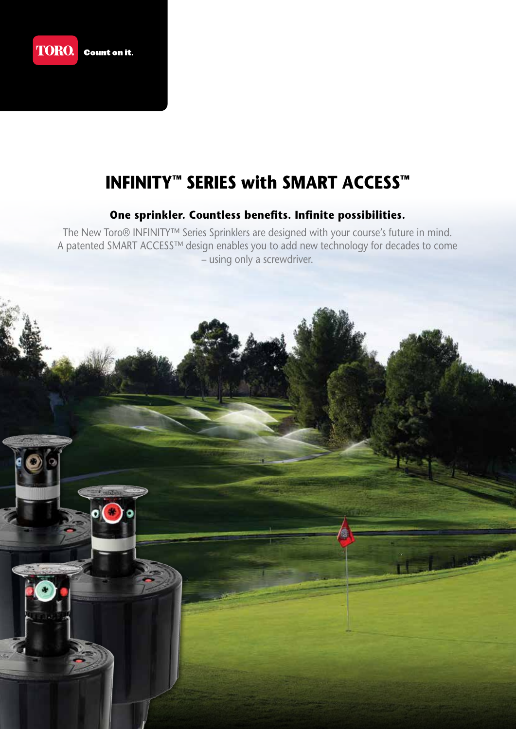TORO. Count on it.

# INFINITY™ SERIES with SMART ACCESS™

## One sprinkler. Countless benefits. Infinite possibilities.

The New Toro® INFINITY™ Series Sprinklers are designed with your course's future in mind. A patented SMART ACCESS™ design enables you to add new technology for decades to come – using only a screwdriver.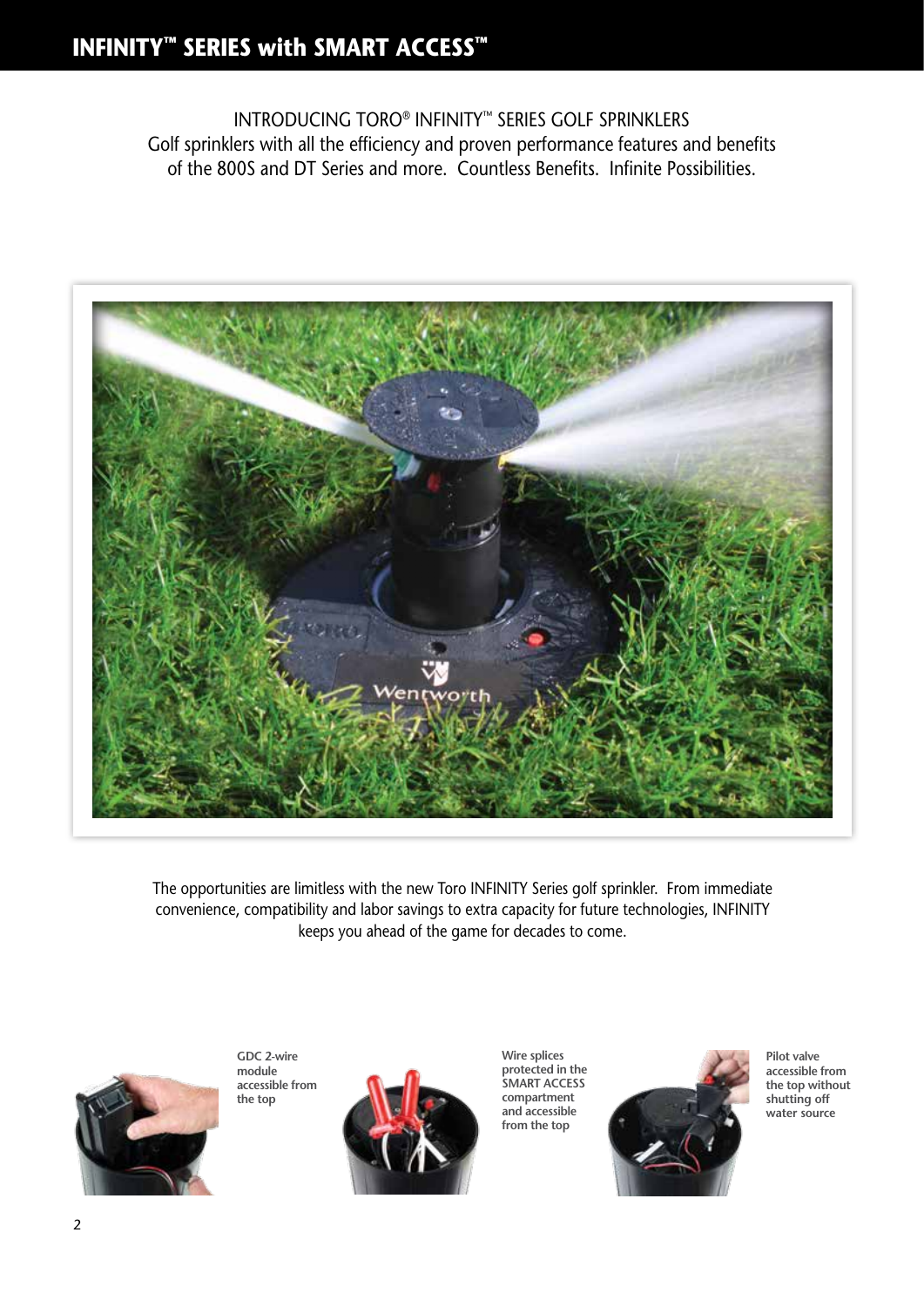# INFINITY™ SERIES with SMART ACCESS™

INTRODUCING TORO® INFINITY™ SERIES GOLF SPRINKLERS
Golf sprinklers with all the efficiency and proven performance features and benefits of the 800S and DT Series and more. Countless Benefits. Infinite Possibilities.

The opportunities are limitless with the new Toro INFINITY Series golf sprinkler. From immediate convenience, compatibility and labor savings to extra capacity for future technologies, INFINITY keeps you ahead of the game for decades to come.

**GDC 2-wire module accessible from the top**

**Wire splices protected in the SMART ACCESS compartment and accessible from the top**

**Pilot valve accessible from the top without shutting off water source**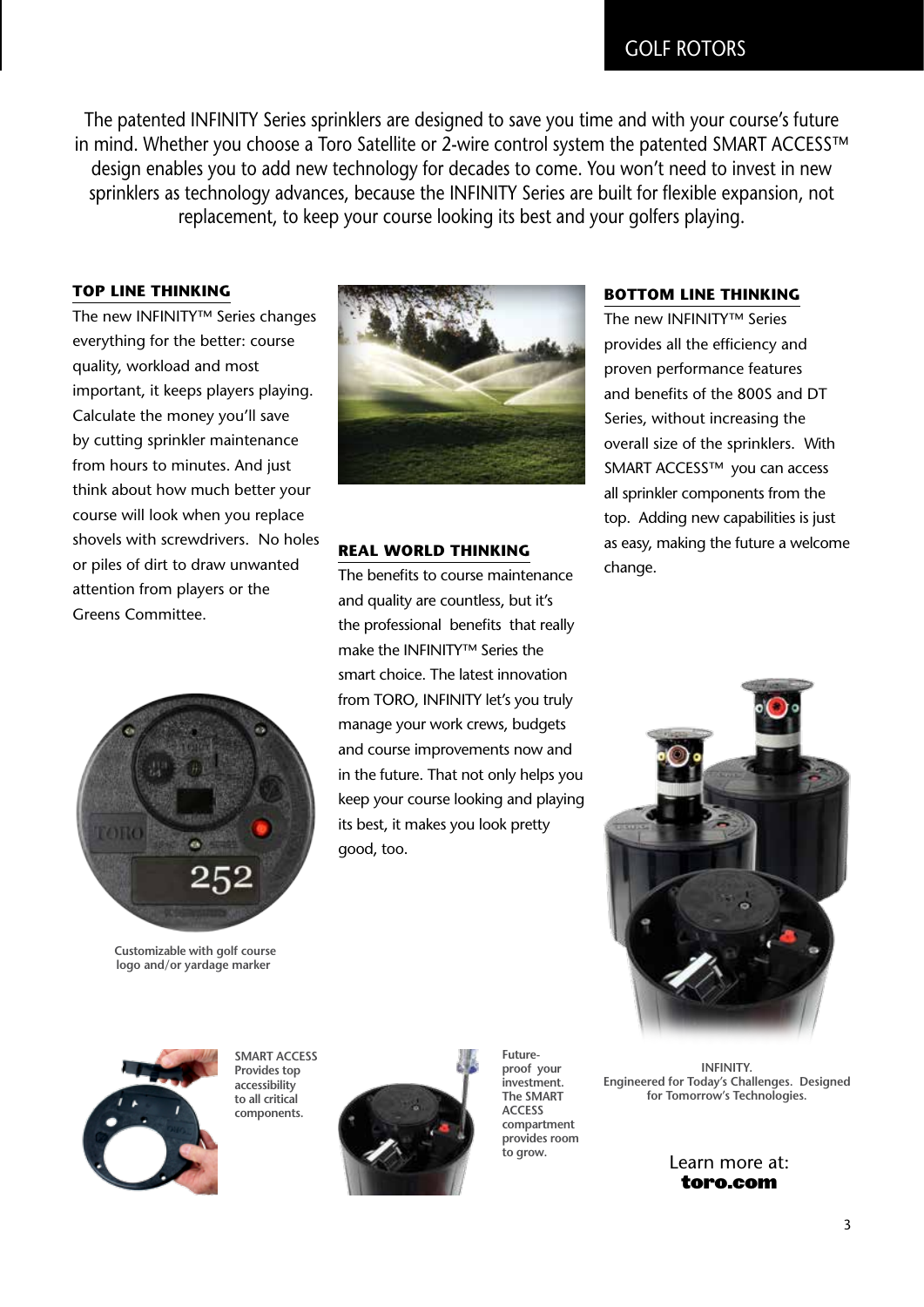The patented INFINITY Series sprinklers are designed to save you time and with your course's future in mind. Whether you choose a Toro Satellite or 2-wire control system the patented SMART ACCESS™ design enables you to add new technology for decades to come. You won't need to invest in new sprinklers as technology advances, because the INFINITY Series are built for flexible expansion, not replacement, to keep your course looking its best and your golfers playing.

## TOP LINE THINKING

The new INFINITY™ Series changes everything for the better: course quality, workload and most important, it keeps players playing. Calculate the money you'll save by cutting sprinkler maintenance from hours to minutes. And just think about how much better your course will look when you replace shovels with screwdrivers. No holes or piles of dirt to draw unwanted attention from players or the Greens Committee.

## REAL WORLD THINKING

The benefits to course maintenance and quality are countless, but it's the professional benefits that really make the INFINITY™ Series the smart choice. The latest innovation from TORO, INFINITY let's you truly manage your work crews, budgets and course improvements now and in the future. That not only helps you keep your course looking and playing its best, it makes you look pretty good, too.

## BOTTOM LINE THINKING

The new INFINITY™ Series provides all the efficiency and proven performance features and benefits of the 800S and DT Series, without increasing the overall size of the sprinklers. With SMART ACCESS™ you can access all sprinkler components from the top. Adding new capabilities is just as easy, making the future a welcome change.

Customizable with golf course logo and/or yardage marker

**SMART ACCESS Provides top accessibility to all critical components.**

**Future-proof your investment. The SMART ACCESS compartment provides room to grow.**

**INFINITY. Engineered for Today's Challenges. Designed for Tomorrow's Technologies.**

Learn more at:
**toro.com**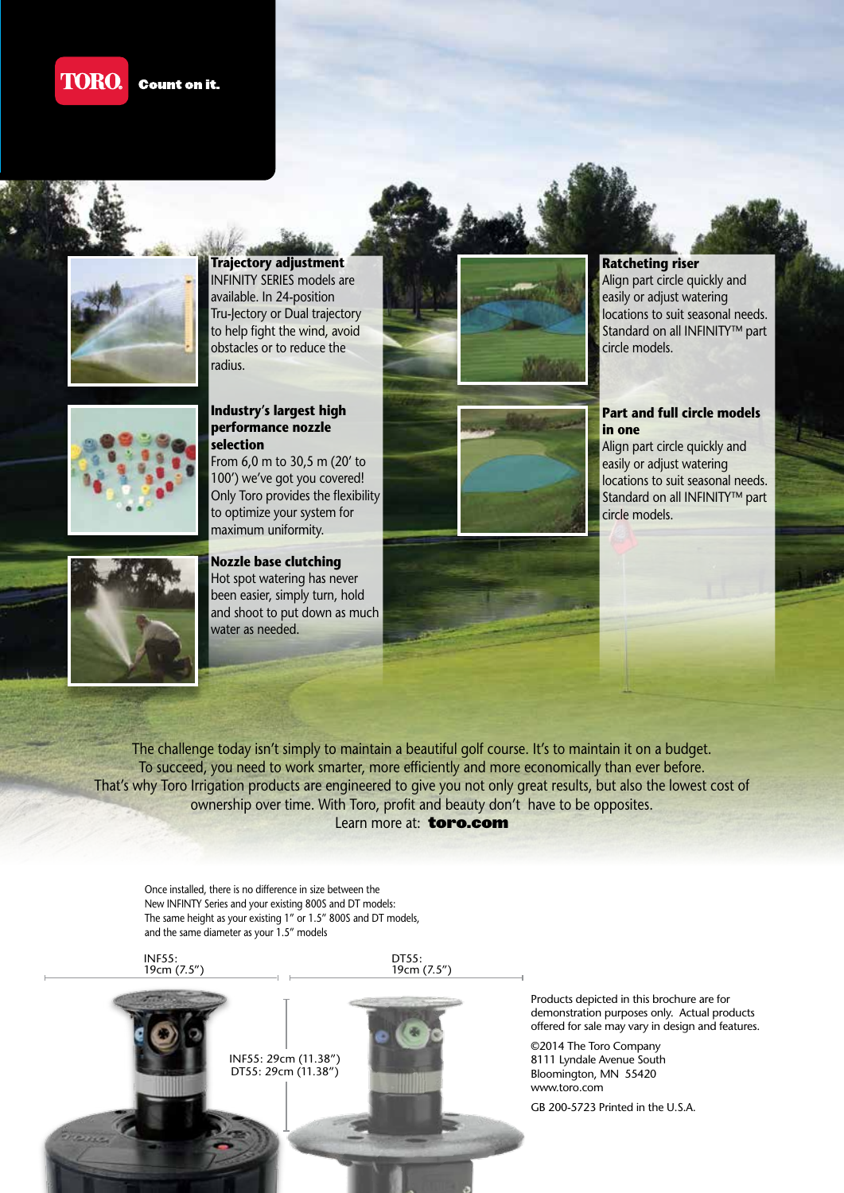**TORO** Count on it.

### Trajectory adjustment

INFINITY SERIES models are available. In 24-position Tru-Jectory or Dual trajectory to help fight the wind, avoid obstacles or to reduce the radius.

### Industry's largest high performance nozzle selection

From 6,0 m to 30,5 m (20' to 100') we've got you covered! Only Toro provides the flexibility to optimize your system for maximum uniformity.

### Nozzle base clutching

Hot spot watering has never been easier, simply turn, hold and shoot to put down as much water as needed.

### Ratcheting riser

Align part circle quickly and easily or adjust watering locations to suit seasonal needs. Standard on all INFINITY™ part circle models.

### Part and full circle models in one

Align part circle quickly and easily or adjust watering locations to suit seasonal needs. Standard on all INFINITY™ part circle models.

The challenge today isn't simply to maintain a beautiful golf course. It's to maintain it on a budget. To succeed, you need to work smarter, more efficiently and more economically than ever before. That's why Toro Irrigation products are engineered to give you not only great results, but also the lowest cost of ownership over time. With Toro, profit and beauty don't have to be opposites.
Learn more at: **toro.com**

Once installed, there is no difference in size between the New INFINTY Series and your existing 800S and DT models: The same height as your existing 1" or 1.5" 800S and DT models, and the same diameter as your 1.5" models

INF55:
19cm (7.5")

DT55:
19cm (7.5")

INF55: 29cm (11.38")
DT55: 29cm (11.38")

Products depicted in this brochure are for demonstration purposes only. Actual products offered for sale may vary in design and features.

©2014 The Toro Company
8111 Lyndale Avenue South
Bloomington, MN 55420
www.toro.com

GB 200-5723 Printed in the U.S.A.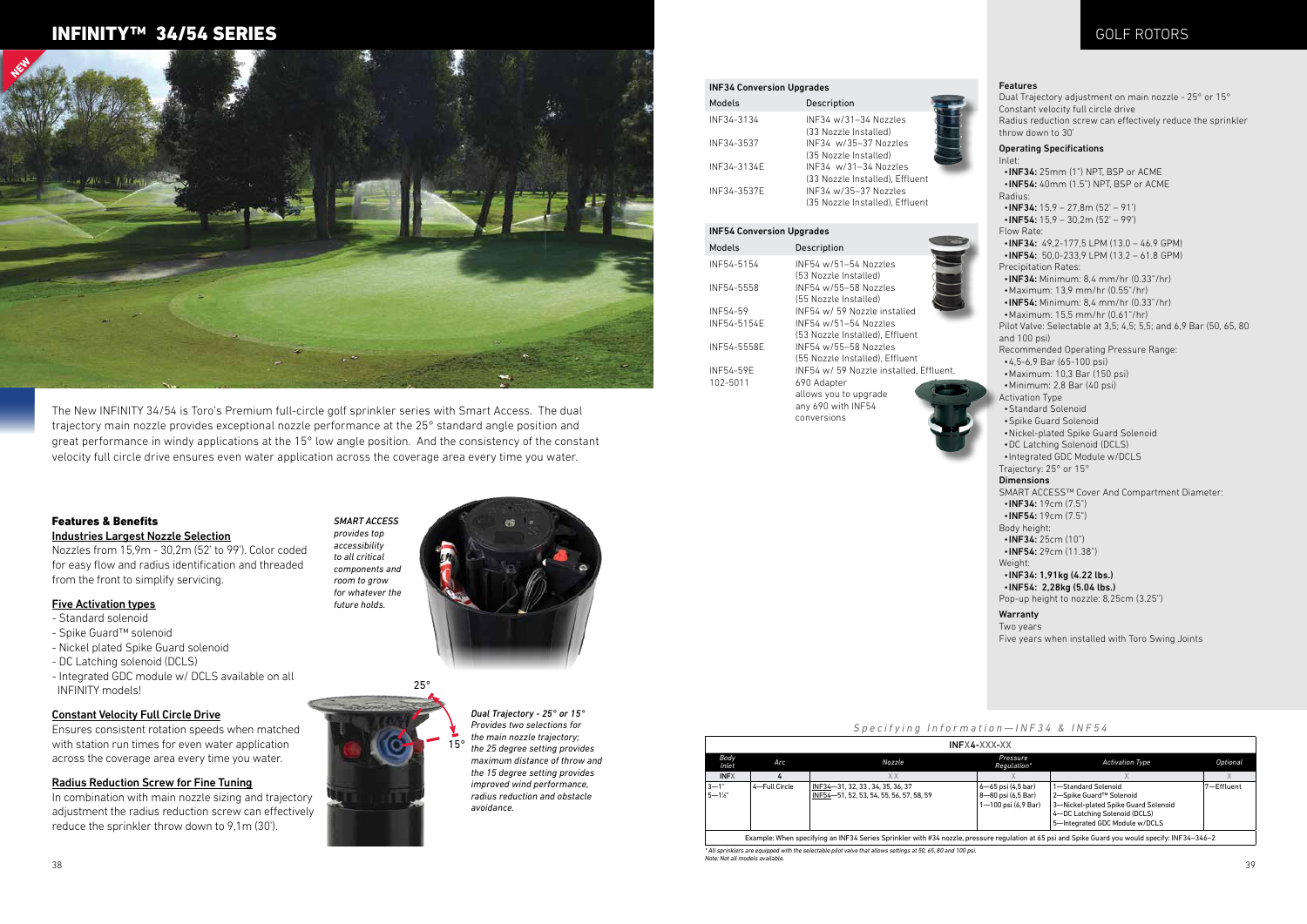# INFINITY™ 34/54 SERIES

NEW

The New INFINITY 34/54 is Toro's Premium full-circle golf sprinkler series with Smart Access. The dual trajectory main nozzle provides exceptional nozzle performance at the 25° standard angle position and great performance in windy applications at the 15° low angle position. And the consistency of the constant velocity full circle drive ensures even water application across the coverage area every time you water.

## Features & Benefits

### Industries Largest Nozzle Selection

Nozzles from 15,9m - 30,2m (52' to 99'). Color coded for easy flow and radius identification and threaded from the front to simplify servicing.

### Five Activation types

- Standard solenoid
- Spike Guard™ solenoid
- Nickel plated Spike Guard solenoid
- DC Latching solenoid (DCLS)
- Integrated GDC module w/ DCLS available on all INFINITY models!

### Constant Velocity Full Circle Drive

Ensures consistent rotation speeds when matched with station run times for even water application across the coverage area every time you water.

### Radius Reduction Screw for Fine Tuning

In combination with main nozzle sizing and trajectory adjustment the radius reduction screw can effectively reduce the sprinkler throw down to 9,1m (30').

*SMART ACCESS provides top accessibility to all critical components and room to grow for whatever the future holds.*

25°

15°

*Dual Trajectory - 25° or 15° Provides two selections for the main nozzle trajectory; the 25 degree setting provides maximum distance of throw and the 15 degree setting provides improved wind performance, radius reduction and obstacle avoidance.*

## GOLF ROTORS

| INF34 Conversion Upgrades | |
|---|---|
| **Models** | **Description** |
| INF34-3134 | INF34 w/31–34 Nozzles (33 Nozzle Installed) |
| INF34-3537 | INF34 w/35–37 Nozzles (35 Nozzle Installed) |
| INF34-3134E | INF34 w/31–34 Nozzles (33 Nozzle Installed), Effluent |
| INF34-3537E | INF34 w/35–37 Nozzles (35 Nozzle Installed), Effluent |

| INF54 Conversion Upgrades | |
|---|---|
| **Models** | **Description** |
| INF54-5154 | INF54 w/51–54 Nozzles (53 Nozzle Installed) |
| INF54-5558 | INF54 w/55–58 Nozzles (55 Nozzle Installed) |
| INF54-59 | INF54 w/ 59 Nozzle installed |
| INF54-5154E | INF54 w/51–54 Nozzles (53 Nozzle Installed), Effluent |
| INF54-5558E | INF54 w/55–58 Nozzles (55 Nozzle Installed), Effluent |
| INF54-59E | INF54 w/ 59 Nozzle installed, Effluent, |
| 102-5011 | 690 Adapter allows you to upgrade any 690 with INF54 conversions |

### Features

Dual Trajectory adjustment on main nozzle - 25° or 15°
Constant velocity full circle drive
Radius reduction screw can effectively reduce the sprinkler throw down to 30'

### Operating Specifications

Inlet:
- **INF34:** 25mm (1") NPT, BSP or ACME
- **INF54:** 40mm (1.5") NPT, BSP or ACME

Radius:
- **INF34:** 15,9 – 27,8m (52' – 91')
- **INF54:** 15,9 – 30,2m (52' – 99')

Flow Rate:
- **INF34:** 49,2-177,5 LPM (13.0 – 46.9 GPM)
- **INF54:** 50,0-233,9 LPM (13.2 – 61.8 GPM)

Precipitation Rates:
- **INF34:** Minimum: 8,4 mm/hr (0.33"/hr)
- Maximum: 13,9 mm/hr (0.55"/hr)
- **INF54:** Minimum: 8,4 mm/hr (0.33"/hr)
- Maximum: 15,5 mm/hr (0.61"/hr)

Pilot Valve: Selectable at 3,5; 4,5; 5,5; and 6,9 Bar (50, 65, 80 and 100 psi)

Recommended Operating Pressure Range:
- 4,5-6,9 Bar (65-100 psi)
- Maximum: 10,3 Bar (150 psi)
- Minimum: 2,8 Bar (40 psi)

Activation Type
- Standard Solenoid
- Spike Guard Solenoid
- Nickel-plated Spike Guard Solenoid
- DC Latching Solenoid (DCLS)
- Integrated GDC Module w/DCLS

Trajectory: 25° or 15°

### Dimensions

SMART ACCESS™ Cover And Compartment Diameter:
- **INF34:** 19cm (7.5")
- **INF54:** 19cm (7.5")

Body height:
- **INF34:** 25cm (10")
- **INF54:** 29cm (11.38")

Weight:
- **INF34: 1,91kg (4.22 lbs.)**
- **INF54: 2,28kg (5.04 lbs.)**

Pop-up height to nozzle: 8,25cm (3.25")

### Warranty

Two years
Five years when installed with Toro Swing Joints

*Specifying Information—INF34 & INF54*

**INFX4-XXX-XX**

| Body Inlet | Arc | Nozzle | Pressure Regulation* | Activation Type | Optional |
|---|---|---|---|---|---|
| INFX | 4 | XX | X | X | X |
| 3—1"<br>5—1½" | 4—Full Circle | INF34—31, 32, 33 , 34, 35, 36, 37<br>INF54—51, 52, 53, 54, 55, 56, 57, 58, 59 | 6—65 psi (4,5 bar)<br>8—80 psi (6,5 Bar)<br>1—100 psi (6,9 Bar) | 1—Standard Solenoid<br>2—Spike Guard™ Solenoid<br>3—Nickel-plated Spike Guard Solenoid<br>4—DC Latching Solenoid (DCLS)<br>5—Integrated GDC Module w/DCLS | 7—Effluent |

Example: When specifying an INF34 Series Sprinkler with #34 nozzle, pressure regulation at 65 psi and Spike Guard you would specify: INF34–346–2

*All sprinklers are equipped with the selectable pilot valve that allows settings at 50, 65, 80 and 100 psi.
Note: Not all models available.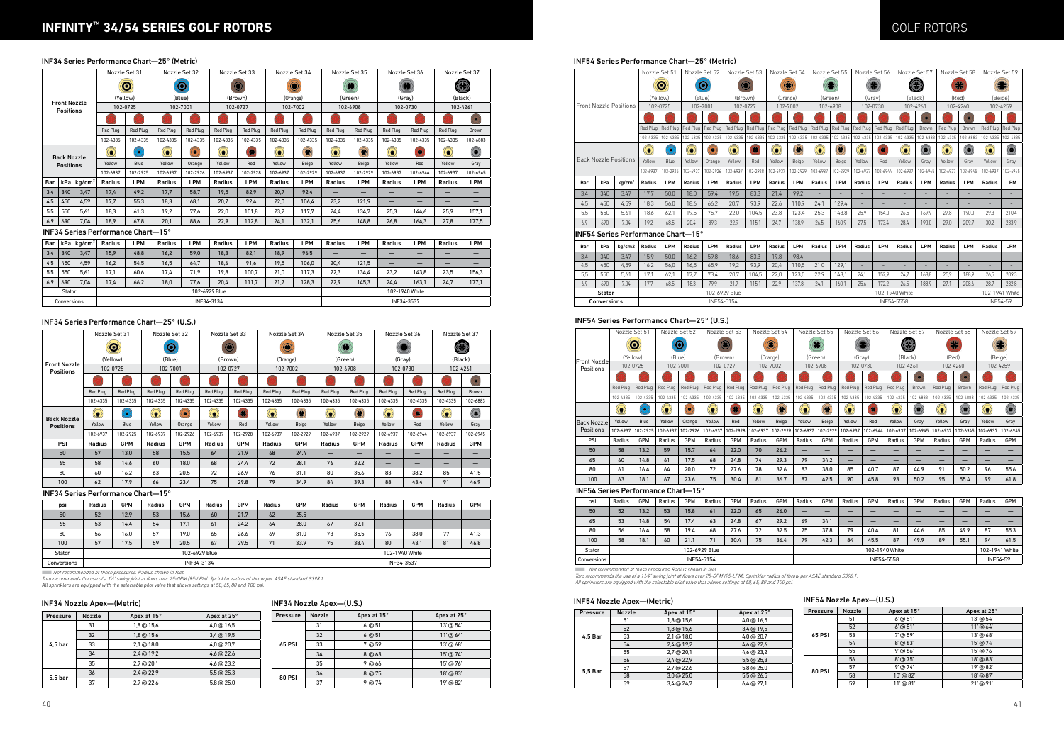# INFINITY™ 34/54 SERIES GOLF ROTORS

## INF34 Series Performance Chart—25° (Metric)

| Front Nozzle Positions | | | Nozzle Set 31 (Yellow) 102-0725 | | Nozzle Set 32 (Blue) 102-7001 | | Nozzle Set 33 (Brown) 102-0727 | | Nozzle Set 34 (Orange) 102-7002 | | Nozzle Set 35 (Green) 102-6908 | | Nozzle Set 36 (Gray) 102-0730 | | Nozzle Set 37 (Black) 102-4261 | |
|---|---|---|---|---|---|---|---|---|---|---|---|---|---|---|---|---|
| | | | Red Plug | Red Plug | Red Plug | Red Plug | Red Plug | Red Plug | Red Plug | Red Plug | Red Plug | Red Plug | Red Plug | Red Plug | Red Plug | Brown |
| | | | 102-4335 | 102-4335 | 102-4335 | 102-4335 | 102-4335 | 102-4335 | 102-4335 | 102-4335 | 102-4335 | 102-4335 | 102-4335 | 102-4335 | 102-4335 | 102-6883 |
| Back Nozzle Positions | | | Yellow | Blue | Yellow | Orange | Yellow | Red | Yellow | Beige | Yellow | Beige | Yellow | Red | Yellow | Gray |
| | | | 102-6937 | 102-2925 | 102-6937 | 102-2926 | 102-6937 | 102-2928 | 102-6937 | 102-2929 | 102-6937 | 102-2929 | 102-6937 | 102-6944 | 102-6937 | 102-6945 |
| Bar | kPa | kg/cm² | Radius | LPM | Radius | LPM | Radius | LPM | Radius | LPM | Radius | LPM | Radius | LPM | Radius | LPM |
| 3,4 | 340 | 3,47 | 17,4 | 49,2 | 17,7 | 58,7 | 19,5 | 82,9 | 20,7 | 92,4 | — | — | — | — | — | — |
| 4,5 | 450 | 4,59 | 17,7 | 55,3 | 18,3 | 68,1 | 20,7 | 92,4 | 22,0 | 106,4 | 23,2 | 121,9 | — | — | — | — |
| 5,5 | 550 | 5,61 | 18,3 | 61,3 | 19,2 | 77,6 | 22,0 | 101,8 | 23,2 | 117,7 | 24,4 | 134,7 | 25,3 | 144,6 | 25,9 | 157,1 |
| 6,9 | 690 | 7,04 | 18,9 | 67,8 | 20,1 | 88,6 | 22,9 | 112,8 | 24,1 | 132,1 | 25,6 | 148,8 | 26,8 | 164,3 | 27,8 | 177,5 |

## INF34 Series Performance Chart—15°

| Bar | kPa | kg/cm² | Radius | LPM | Radius | LPM | Radius | LPM | Radius | LPM | Radius | LPM | Radius | LPM | Radius | LPM |
|---|---|---|---|---|---|---|---|---|---|---|---|---|---|---|---|---|
| 3,4 | 340 | 3,47 | 15,9 | 48,8 | 16,2 | 59,0 | 18,3 | 82,1 | 18,9 | 96,5 | — | — | — | — | — | — |
| 4,5 | 450 | 4,59 | 16,2 | 54,5 | 16,5 | 64,7 | 18,6 | 91,6 | 19,5 | 106,0 | 20,4 | 121,5 | — | — | — | — |
| 5,5 | 550 | 5,61 | 17,1 | 60,6 | 17,4 | 71,9 | 19,8 | 100,7 | 21,0 | 117,3 | 22,3 | 134,4 | 23,2 | 143,8 | 23,5 | 156,3 |
| 6,9 | 690 | 7,04 | 17,4 | 66,2 | 18,0 | 77,6 | 20,4 | 111,7 | 21,7 | 128,3 | 22,9 | 145,3 | 24,5 | 163,1 | 24,7 | 177,1 |
| Stator | | | 102-6929 Blue | | | | | | | | 102-1940 White | | | | | |
| Conversions | | | INF34-3134 | | | | | | | | INF34-3537 | | | | | |

## INF34 Series Performance Chart—25° (U.S.)

| Front Nozzle Positions | Nozzle Set 31 (Yellow) 102-0725 | | Nozzle Set 32 (Blue) 102-7001 | | Nozzle Set 33 (Brown) 102-0727 | | Nozzle Set 34 (Orange) 102-7002 | | Nozzle Set 35 (Green) 102-6908 | | Nozzle Set 36 (Gray) 102-0730 | | Nozzle Set 37 (Black) 102-4261 | |
|---|---|---|---|---|---|---|---|---|---|---|---|---|---|---|
| | Red Plug | Red Plug | Red Plug | Red Plug | Red Plug | Red Plug | Red Plug | Red Plug | Red Plug | Red Plug | Red Plug | Red Plug | Red Plug | Brown |
| | 102-4335 | 102-4335 | 102-4335 | 102-4335 | 102-4335 | 102-4335 | 102-4335 | 102-4335 | 102-4335 | 102-4335 | 102-4335 | 102-4335 | 102-4335 | 102-6883 |
| Back Nozzle Positions | Yellow | Blue | Yellow | Orange | Yellow | Red | Yellow | Beige | Yellow | Beige | Yellow | Red | Yellow | Gray |
| | 102-6937 | 102-2925 | 102-6937 | 102-2926 | 102-6937 | 102-2928 | 102-6937 | 102-2929 | 102-6937 | 102-2929 | 102-6937 | 102-6944 | 102-6937 | 102-6945 |
| PSI | Radius | GPM | Radius | GPM | Radius | GPM | Radius | GPM | Radius | GPM | Radius | GPM | Radius | GPM |
| 50 | 57 | 13.0 | 58 | 15.5 | 64 | 21.9 | 68 | 24.4 | — | — | — | — | — | — |
| 65 | 58 | 14.6 | 60 | 18.0 | 68 | 24.4 | 72 | 28.1 | 76 | 32.2 | — | — | — | — |
| 80 | 60 | 16.2 | 63 | 20.5 | 72 | 26.9 | 76 | 31.1 | 80 | 35.6 | 83 | 38.2 | 85 | 41.5 |
| 100 | 62 | 17.9 | 66 | 23.4 | 75 | 29.8 | 79 | 34.9 | 84 | 39.3 | 88 | 43.4 | 91 | 46.9 |

## INF34 Series Performance Chart—15°

| psi | Radius | GPM | Radius | GPM | Radius | GPM | Radius | GPM | Radius | GPM | Radius | GPM | Radius | GPM |
|---|---|---|---|---|---|---|---|---|---|---|---|---|---|---|
| 50 | 52 | 12.9 | 53 | 15.6 | 60 | 21.7 | 62 | 25.5 | — | — | — | — | — | — |
| 65 | 53 | 14.4 | 54 | 17.1 | 61 | 24.2 | 64 | 28.0 | 67 | 32.1 | — | — | — | — |
| 80 | 56 | 16.0 | 57 | 19.0 | 65 | 26.6 | 69 | 31.0 | 73 | 35.5 | 76 | 38.0 | 77 | 41.3 |
| 100 | 57 | 17.5 | 59 | 20.5 | 67 | 29.5 | 71 | 33.9 | 75 | 38.4 | 80 | 43.1 | 81 | 46.8 |
| Stator | 102-6929 Blue | | | | | | | | 102-1940 White | | | | | |
| Conversions | INF34-3134 | | | | | | | | INF34-3537 | | | | | |

*Not recommended at these pressures. Radius shown in feet.*
*Toro recommends the use of a 1½" swing joint at flows over 25-GPM (95-LPM). Sprinkler radius of throw per ASAE standard S398.1.*
*All sprinklers are equipped with the selectable pilot valve that allows settings at 50, 65, 80 and 100 psi.*

## INF34 Nozzle Apex—(Metric)

| Pressure | Nozzle | Apex at 15° | Apex at 25° |
|---|---|---|---|
| 4,5 bar | 31 | 1,8 @ 15,6 | 4,0 @ 16,5 |
| | 32 | 1,8 @ 15,6 | 3,4 @ 19,5 |
| | 33 | 2,1 @ 18,0 | 4,0 @ 20,7 |
| | 34 | 2,4 @ 19,2 | 4,6 @ 22,6 |
| | 35 | 2,7 @ 20,1 | 4,6 @ 23,2 |
| 5,5 bar | 36 | 2,4 @ 22,9 | 5,5 @ 25,3 |
| | 37 | 2,7 @ 22,6 | 5,8 @ 25,0 |

## INF34 Nozzle Apex—(U.S.)

| Pressure | Nozzle | Apex at 15° | Apex at 25° |
|---|---|---|---|
| 65 PSI | 31 | 6' @ 51' | 13' @ 54' |
| | 32 | 6' @ 51' | 11' @ 64' |
| | 33 | 7' @ 59' | 13' @ 68' |
| | 34 | 8' @ 63' | 15' @ 74' |
| | 35 | 9' @ 66' | 15' @ 75' |
| 80 PSI | 36 | 8' @ 75' | 18' @ 83' |
| | 37 | 9' @ 74' | 19' @ 82' |

## INF54 Series Performance Chart—25° (Metric)

| Front Nozzle Positions | | | Nozzle Set 51 (Yellow) 102-0725 | | Nozzle Set 52 (Blue) 102-7001 | | Nozzle Set 53 (Brown) 102-0727 | | Nozzle Set 54 (Orange) 102-7002 | | Nozzle Set 55 (Green) 102-6908 | | Nozzle Set 56 (Gray) 102-0730 | | Nozzle Set 57 (Black) 102-4261 | | Nozzle Set 58 (Red) 102-4260 | | Nozzle Set 59 (Beige) 102-4259 | |
|---|---|---|---|---|---|---|---|---|---|---|---|---|---|---|---|---|---|---|---|---|
| | | | Red Plug | Red Plug | Red Plug | Red Plug | Red Plug | Red Plug | Red Plug | Red Plug | Red Plug | Red Plug | Red Plug | Red Plug | Red Plug | Brown | Red Plug | Brown | Red Plug | Red Plug |
| | | | 102-4335 | 102-4335 | 102-4335 | 102-4335 | 102-4335 | 102-4335 | 102-4335 | 102-4335 | 102-4335 | 102-4335 | 102-4335 | 102-4335 | 102-4335 | 102-6883 | 102-4335 | 102-6883 | 102-4335 | 102-4335 |
| Back Nozzle Positions | | | Yellow | Blue | Yellow | Orange | Yellow | Red | Yellow | Beige | Yellow | Beige | Yellow | Red | Yellow | Gray | Yellow | Gray | Yellow | Gray |
| | | | 102-6937 | 102-2925 | 102-6937 | 102-2926 | 102-6937 | 102-2928 | 102-6937 | 102-2929 | 102-6937 | 102-2929 | 102-6937 | 102-6944 | 102-6937 | 102-6945 | 102-6937 | 102-6945 | 102-6937 | 102-6945 |
| Bar | kPa | kg/cm² | Radius | LPM | Radius | LPM | Radius | LPM | Radius | LPM | Radius | LPM | Radius | LPM | Radius | LPM | Radius | LPM | Radius | LPM |
| 3,4 | 340 | 3,47 | 17,7 | 50,0 | 18,0 | 59,4 | 19,5 | 83,3 | 21,4 | 99,2 | - | - | - | - | - | - | - | - | - | - |
| 4,5 | 450 | 4,59 | 18,3 | 56,0 | 18,6 | 66,2 | 20,7 | 93,9 | 22,6 | 110,9 | 24,1 | 129,4 | - | - | - | - | - | - | - | - |
| 5,5 | 550 | 5,61 | 18,6 | 62,1 | 19,5 | 75,7 | 22,0 | 104,5 | 23,8 | 123,4 | 25,3 | 143,8 | 25,9 | 154,0 | 26,5 | 169,9 | 27,8 | 190,0 | 29,3 | 210,4 |
| 6,9 | 690 | 7,04 | 19,2 | 68,5 | 20,4 | 89,3 | 22,9 | 115,1 | 24,7 | 138,9 | 26,5 | 160,9 | 27,5 | 173,4 | 28,4 | 190,0 | 29,0 | 209,7 | 30,2 | 233,9 |

## INF54 Series Performance Chart—15°

| Bar | kPa | kg/cm2 | Radius | LPM | Radius | LPM | Radius | LPM | Radius | LPM | Radius | LPM | Radius | LPM | Radius | LPM | Radius | LPM | Radius | LPM |
|---|---|---|---|---|---|---|---|---|---|---|---|---|---|---|---|---|---|---|---|---|
| 3,4 | 340 | 3,47 | 15,9 | 50,0 | 16,2 | 59,8 | 18,6 | 83,3 | 19,8 | 98,4 | - | - | - | - | - | - | - | - | - | - |
| 4,5 | 450 | 4,59 | 16,2 | 56,0 | 16,5 | 65,9 | 19,2 | 93,9 | 20,4 | 110,5 | 21,0 | 129,1 | - | - | - | - | - | - | - | - |
| 5,5 | 550 | 5,61 | 17,1 | 62,1 | 17,7 | 73,4 | 20,7 | 104,5 | 22,0 | 123,0 | 22,9 | 143,1 | 24,1 | 152,9 | 24,7 | 168,8 | 25,9 | 188,9 | 26,5 | 209,3 |
| 6,9 | 690 | 7,04 | 17,7 | 68,5 | 18,3 | 79,9 | 21,7 | 115,1 | 22,9 | 137,8 | 24,1 | 160,1 | 25,6 | 172,2 | 26,5 | 188,9 | 27,1 | 208,6 | 28,7 | 232,8 |
| Stator | | | 102-6929 Blue | | | | | | | | 102-1940 White | | | | | | | | 102-1941 White | |
| Conversions | | | INF54-5154 | | | | | | | | INF54-5558 | | | | | | | | INF54-59 | |

## INF54 Series Performance Chart—25° (U.S.)

| Front Nozzle Positions | Nozzle Set 51 (Yellow) 102-0725 | | Nozzle Set 52 (Blue) 102-7001 | | Nozzle Set 53 (Brown) 102-0727 | | Nozzle Set 54 (Orange) 102-7002 | | Nozzle Set 55 (Green) 102-6908 | | Nozzle Set 56 (Gray) 102-0730 | | Nozzle Set 57 (Black) 102-4261 | | Nozzle Set 58 (Red) 102-4260 | | Nozzle Set 59 (Beige) 102-4259 | |
|---|---|---|---|---|---|---|---|---|---|---|---|---|---|---|---|---|---|---|
| | Red Plug | Red Plug | Red Plug | Red Plug | Red Plug | Red Plug | Red Plug | Red Plug | Red Plug | Red Plug | Red Plug | Red Plug | Red Plug | Brown | Red Plug | Brown | Red Plug | Red Plug |
| | 102-4335 | 102-4335 | 102-4335 | 102-4335 | 102-4335 | 102-4335 | 102-4335 | 102-4335 | 102-4335 | 102-4335 | 102-4335 | 102-4335 | 102-4335 | 102-6883 | 102-4335 | 102-6883 | 102-4335 | 102-4335 |
| Back Nozzle Positions | Yellow | Blue | Yellow | Orange | Yellow | Red | Yellow | Beige | Yellow | Beige | Yellow | Red | Yellow | Gray | Yellow | Gray | Yellow | Gray |
| | 102-6937 | 102-2925 | 102-6937 | 102-2926 | 102-6937 | 102-2928 | 102-6937 | 102-2929 | 102-6937 | 102-2929 | 102-6937 | 102-6944 | 102-6937 | 102-6945 | 102-6937 | 102-6945 | 102-6937 | 102-6945 |
| PSI | Radius | GPM | Radius | GPM | Radius | GPM | Radius | GPM | Radius | GPM | Radius | GPM | Radius | GPM | Radius | GPM | Radius | GPM |
| 50 | 58 | 13.2 | 59 | 15.7 | 64 | 22.0 | 70 | 26.2 | — | — | — | — | — | — | — | — | — | — |
| 65 | 60 | 14.8 | 61 | 17.5 | 68 | 24.8 | 74 | 29.3 | 79 | 34.2 | — | — | — | — | — | — | — | — |
| 80 | 61 | 16.4 | 64 | 20.0 | 72 | 27.6 | 78 | 32.6 | 83 | 38.0 | 85 | 40.7 | 87 | 44.9 | 91 | 50.2 | 96 | 55.6 |
| 100 | 63 | 18.1 | 67 | 23.6 | 75 | 30.4 | 81 | 36.7 | 87 | 42.5 | 90 | 45.8 | 93 | 50.2 | 95 | 55.4 | 99 | 61.8 |

## INF54 Series Performance Chart—15°

| psi | Radius | GPM | Radius | GPM | Radius | GPM | Radius | GPM | Radius | GPM | Radius | GPM | Radius | GPM | Radius | GPM | Radius | GPM |
|---|---|---|---|---|---|---|---|---|---|---|---|---|---|---|---|---|---|---|
| 50 | 52 | 13.2 | 53 | 15.8 | 61 | 22.0 | 65 | 26.0 | — | — | — | — | — | — | — | — | — | — |
| 65 | 53 | 14.8 | 54 | 17.4 | 63 | 24.8 | 67 | 29.2 | 69 | 34.1 | — | — | — | — | — | — | — | — |
| 80 | 56 | 16.4 | 58 | 19.4 | 68 | 27.6 | 72 | 32.5 | 75 | 37.8 | 79 | 40.4 | 81 | 44.6 | 85 | 49.9 | 87 | 55.3 |
| 100 | 58 | 18.1 | 60 | 21.1 | 71 | 30.4 | 75 | 36.4 | 79 | 42.3 | 84 | 45.5 | 87 | 49.9 | 89 | 55.1 | 94 | 61.5 |
| Stator | 102-6929 Blue | | | | | | | | 102-1940 White | | | | | | | | 102-1941 White | |
| Conversions | INF54-5154 | | | | | | | | INF54-5558 | | | | | | | | INF54-59 | |

*Not recommended at these pressures. Radius shown in feet.*
*Toro recommends the use of a 1¼" swing joint at flows over 25-GPM (95-LPM). Sprinkler radius of throw per ASABE standard S398.1.*
*All sprinklers are equipped with the selectable pilot valve that allows settings at 50, 65, 80 and 100 psi.*

## INF54 Nozzle Apex—(Metric)

| Pressure | Nozzle | Apex at 15° | Apex at 25° |
|---|---|---|---|
| 4,5 Bar | 51 | 1,8 @ 15,6 | 4,0 @ 16,5 |
| | 52 | 1,8 @ 15,6 | 3,4 @ 19,5 |
| | 53 | 2,1 @ 18,0 | 4,0 @ 20,7 |
| | 54 | 2,4 @ 19,2 | 4,6 @ 22,6 |
| | 55 | 2,7 @ 20,1 | 4,6 @ 23,2 |
| 5,5 Bar | 56 | 2,4 @ 22,9 | 5,5 @ 25,3 |
| | 57 | 2,7 @ 22,6 | 5,8 @ 25,0 |
| | 58 | 3,0 @ 25,0 | 5,5 @ 26,5 |
| | 59 | 3,4 @ 24,7 | 6,4 @ 27,1 |

## INF54 Nozzle Apex—(U.S.)

| Pressure | Nozzle | Apex at 15° | Apex at 25° |
|---|---|---|---|
| 65 PSI | 51 | 6' @ 51' | 13' @ 54' |
| | 52 | 6' @ 51' | 11' @ 64' |
| | 53 | 7' @ 59' | 13' @ 68' |
| | 54 | 8' @ 63' | 15' @ 74' |
| | 55 | 9' @ 66' | 15' @ 76' |
| 80 PSI | 56 | 8' @ 75' | 18' @ 83' |
| | 57 | 9' @ 74' | 19' @ 82' |
| | 58 | 10' @ 82' | 18' @ 87' |
| | 59 | 11' @ 81' | 21' @ 91' |